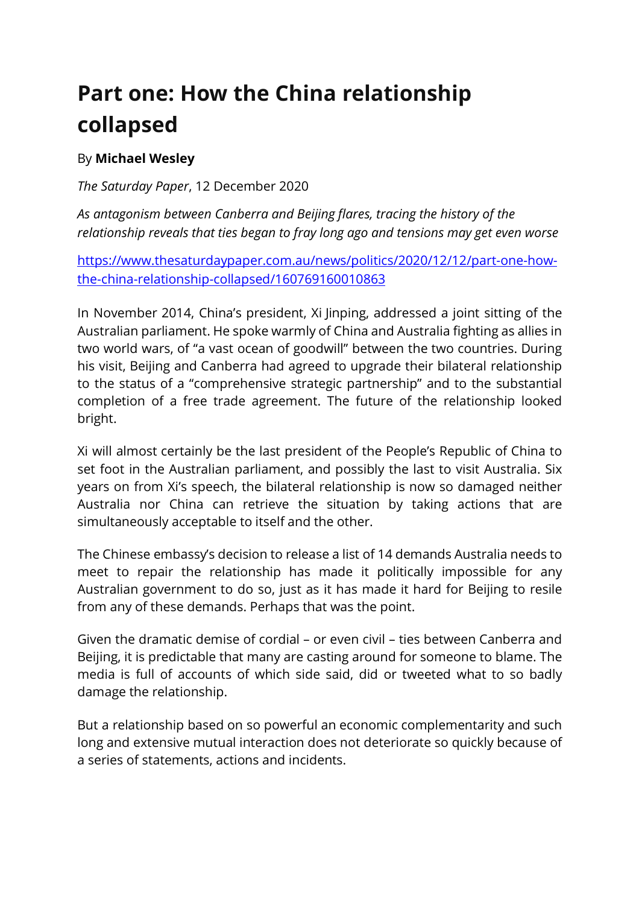# Part one: How the China relationship collapsed

By **Michael Wesley**

*The Saturday Paper*, 12 December 2020

*As antagonism between Canberra and Beijing flares, tracing the history of the relationship reveals that ties began to fray long ago and tensions may get even worse*

[https://www.thesaturdaypaper.com.au/news/politics/2020/12/12/part-one-how-the-china-relationship-collapsed/160769160010863](https://www.thesaturdaypaper.com.au/news/politics/2020/12/12/part-one-how-the-china-relationship-collapsed/160769160010863)

In November 2014, China's president, Xi Jinping, addressed a joint sitting of the Australian parliament. He spoke warmly of China and Australia fighting as allies in two world wars, of "a vast ocean of goodwill" between the two countries. During his visit, Beijing and Canberra had agreed to upgrade their bilateral relationship to the status of a "comprehensive strategic partnership" and to the substantial completion of a free trade agreement. The future of the relationship looked bright.

Xi will almost certainly be the last president of the People's Republic of China to set foot in the Australian parliament, and possibly the last to visit Australia. Six years on from Xi's speech, the bilateral relationship is now so damaged neither Australia nor China can retrieve the situation by taking actions that are simultaneously acceptable to itself and the other.

The Chinese embassy's decision to release a list of 14 demands Australia needs to meet to repair the relationship has made it politically impossible for any Australian government to do so, just as it has made it hard for Beijing to resile from any of these demands. Perhaps that was the point.

Given the dramatic demise of cordial – or even civil – ties between Canberra and Beijing, it is predictable that many are casting around for someone to blame. The media is full of accounts of which side said, did or tweeted what to so badly damage the relationship.

But a relationship based on so powerful an economic complementarity and such long and extensive mutual interaction does not deteriorate so quickly because of a series of statements, actions and incidents.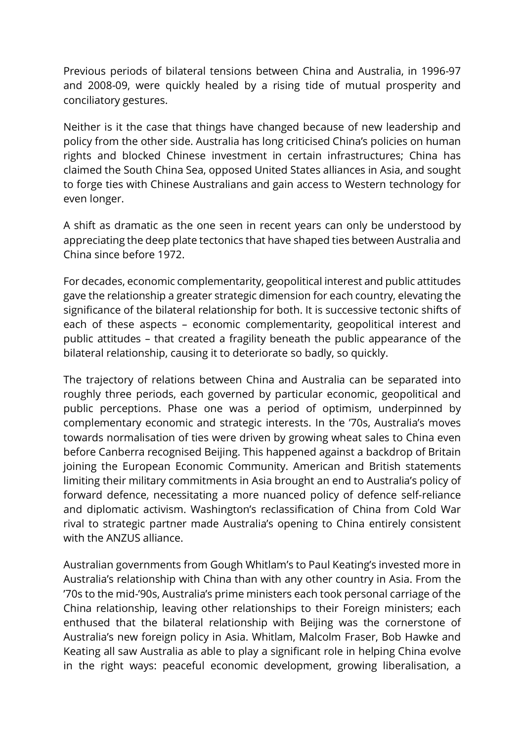Previous periods of bilateral tensions between China and Australia, in 1996-97 and 2008-09, were quickly healed by a rising tide of mutual prosperity and conciliatory gestures.

Neither is it the case that things have changed because of new leadership and policy from the other side. Australia has long criticised China's policies on human rights and blocked Chinese investment in certain infrastructures; China has claimed the South China Sea, opposed United States alliances in Asia, and sought to forge ties with Chinese Australians and gain access to Western technology for even longer.

A shift as dramatic as the one seen in recent years can only be understood by appreciating the deep plate tectonics that have shaped ties between Australia and China since before 1972.

For decades, economic complementarity, geopolitical interest and public attitudes gave the relationship a greater strategic dimension for each country, elevating the significance of the bilateral relationship for both. It is successive tectonic shifts of each of these aspects – economic complementarity, geopolitical interest and public attitudes – that created a fragility beneath the public appearance of the bilateral relationship, causing it to deteriorate so badly, so quickly.

The trajectory of relations between China and Australia can be separated into roughly three periods, each governed by particular economic, geopolitical and public perceptions. Phase one was a period of optimism, underpinned by complementary economic and strategic interests. In the '70s, Australia's moves towards normalisation of ties were driven by growing wheat sales to China even before Canberra recognised Beijing. This happened against a backdrop of Britain joining the European Economic Community. American and British statements limiting their military commitments in Asia brought an end to Australia's policy of forward defence, necessitating a more nuanced policy of defence self-reliance and diplomatic activism. Washington's reclassification of China from Cold War rival to strategic partner made Australia's opening to China entirely consistent with the ANZUS alliance.

Australian governments from Gough Whitlam's to Paul Keating's invested more in Australia's relationship with China than with any other country in Asia. From the '70s to the mid-'90s, Australia's prime ministers each took personal carriage of the China relationship, leaving other relationships to their Foreign ministers; each enthused that the bilateral relationship with Beijing was the cornerstone of Australia's new foreign policy in Asia. Whitlam, Malcolm Fraser, Bob Hawke and Keating all saw Australia as able to play a significant role in helping China evolve in the right ways: peaceful economic development, growing liberalisation, a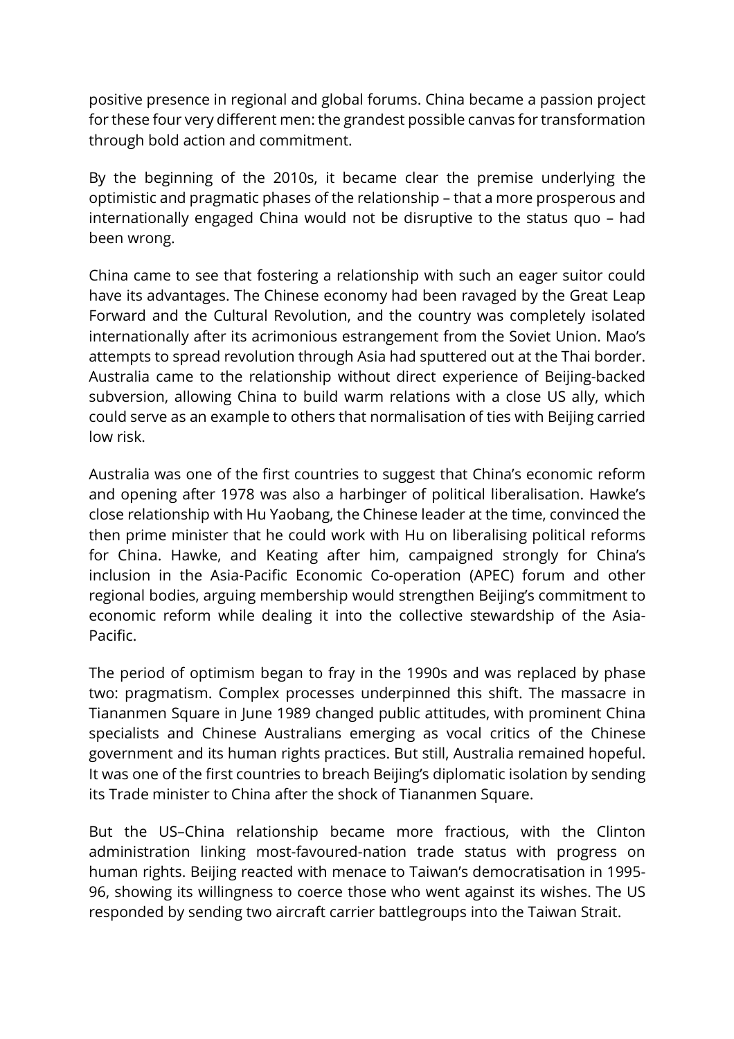positive presence in regional and global forums. China became a passion project for these four very different men: the grandest possible canvas for transformation through bold action and commitment.

By the beginning of the 2010s, it became clear the premise underlying the optimistic and pragmatic phases of the relationship – that a more prosperous and internationally engaged China would not be disruptive to the status quo – had been wrong.

China came to see that fostering a relationship with such an eager suitor could have its advantages. The Chinese economy had been ravaged by the Great Leap Forward and the Cultural Revolution, and the country was completely isolated internationally after its acrimonious estrangement from the Soviet Union. Mao's attempts to spread revolution through Asia had sputtered out at the Thai border. Australia came to the relationship without direct experience of Beijing-backed subversion, allowing China to build warm relations with a close US ally, which could serve as an example to others that normalisation of ties with Beijing carried low risk.

Australia was one of the first countries to suggest that China's economic reform and opening after 1978 was also a harbinger of political liberalisation. Hawke's close relationship with Hu Yaobang, the Chinese leader at the time, convinced the then prime minister that he could work with Hu on liberalising political reforms for China. Hawke, and Keating after him, campaigned strongly for China's inclusion in the Asia-Pacific Economic Co-operation (APEC) forum and other regional bodies, arguing membership would strengthen Beijing's commitment to economic reform while dealing it into the collective stewardship of the Asia-Pacific.

The period of optimism began to fray in the 1990s and was replaced by phase two: pragmatism. Complex processes underpinned this shift. The massacre in Tiananmen Square in June 1989 changed public attitudes, with prominent China specialists and Chinese Australians emerging as vocal critics of the Chinese government and its human rights practices. But still, Australia remained hopeful. It was one of the first countries to breach Beijing's diplomatic isolation by sending its Trade minister to China after the shock of Tiananmen Square.

But the US–China relationship became more fractious, with the Clinton administration linking most-favoured-nation trade status with progress on human rights. Beijing reacted with menace to Taiwan's democratisation in 1995-96, showing its willingness to coerce those who went against its wishes. The US responded by sending two aircraft carrier battlegroups into the Taiwan Strait.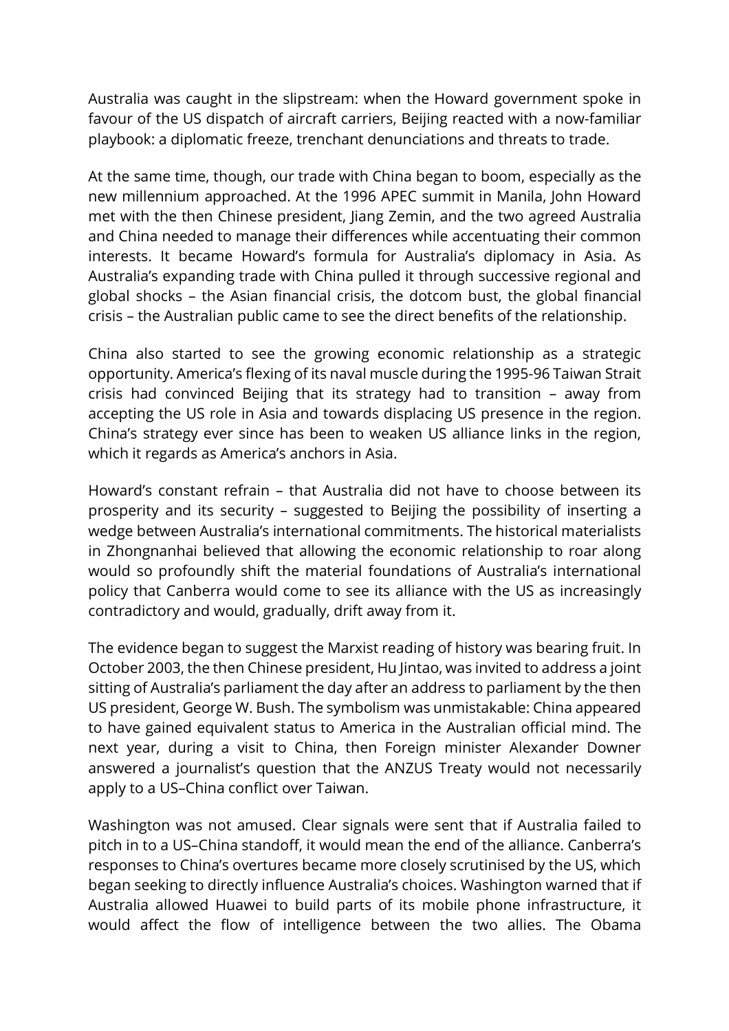Australia was caught in the slipstream: when the Howard government spoke in favour of the US dispatch of aircraft carriers, Beijing reacted with a now-familiar playbook: a diplomatic freeze, trenchant denunciations and threats to trade.

At the same time, though, our trade with China began to boom, especially as the new millennium approached. At the 1996 APEC summit in Manila, John Howard met with the then Chinese president, Jiang Zemin, and the two agreed Australia and China needed to manage their differences while accentuating their common interests. It became Howard's formula for Australia's diplomacy in Asia. As Australia's expanding trade with China pulled it through successive regional and global shocks – the Asian financial crisis, the dotcom bust, the global financial crisis – the Australian public came to see the direct benefits of the relationship.

China also started to see the growing economic relationship as a strategic opportunity. America's flexing of its naval muscle during the 1995-96 Taiwan Strait crisis had convinced Beijing that its strategy had to transition – away from accepting the US role in Asia and towards displacing US presence in the region. China's strategy ever since has been to weaken US alliance links in the region, which it regards as America's anchors in Asia.

Howard's constant refrain – that Australia did not have to choose between its prosperity and its security – suggested to Beijing the possibility of inserting a wedge between Australia's international commitments. The historical materialists in Zhongnanhai believed that allowing the economic relationship to roar along would so profoundly shift the material foundations of Australia's international policy that Canberra would come to see its alliance with the US as increasingly contradictory and would, gradually, drift away from it.

The evidence began to suggest the Marxist reading of history was bearing fruit. In October 2003, the then Chinese president, Hu Jintao, was invited to address a joint sitting of Australia's parliament the day after an address to parliament by the then US president, George W. Bush. The symbolism was unmistakable: China appeared to have gained equivalent status to America in the Australian official mind. The next year, during a visit to China, then Foreign minister Alexander Downer answered a journalist's question that the ANZUS Treaty would not necessarily apply to a US–China conflict over Taiwan.

Washington was not amused. Clear signals were sent that if Australia failed to pitch in to a US–China standoff, it would mean the end of the alliance. Canberra's responses to China's overtures became more closely scrutinised by the US, which began seeking to directly influence Australia's choices. Washington warned that if Australia allowed Huawei to build parts of its mobile phone infrastructure, it would affect the flow of intelligence between the two allies. The Obama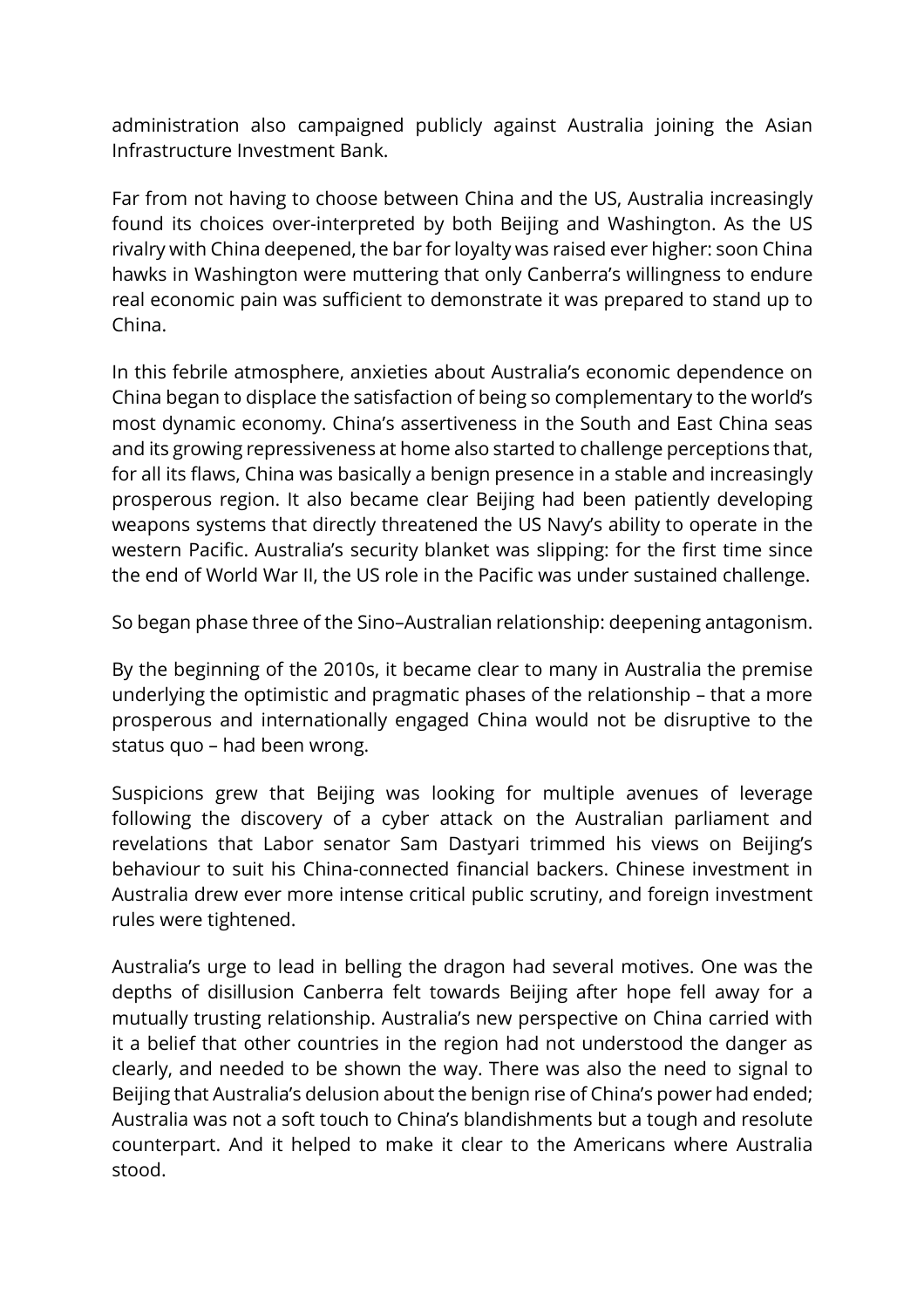administration also campaigned publicly against Australia joining the Asian Infrastructure Investment Bank.

Far from not having to choose between China and the US, Australia increasingly found its choices over-interpreted by both Beijing and Washington. As the US rivalry with China deepened, the bar for loyalty was raised ever higher: soon China hawks in Washington were muttering that only Canberra's willingness to endure real economic pain was sufficient to demonstrate it was prepared to stand up to China.

In this febrile atmosphere, anxieties about Australia's economic dependence on China began to displace the satisfaction of being so complementary to the world's most dynamic economy. China's assertiveness in the South and East China seas and its growing repressiveness at home also started to challenge perceptions that, for all its flaws, China was basically a benign presence in a stable and increasingly prosperous region. It also became clear Beijing had been patiently developing weapons systems that directly threatened the US Navy's ability to operate in the western Pacific. Australia's security blanket was slipping: for the first time since the end of World War II, the US role in the Pacific was under sustained challenge.

So began phase three of the Sino–Australian relationship: deepening antagonism.

By the beginning of the 2010s, it became clear to many in Australia the premise underlying the optimistic and pragmatic phases of the relationship – that a more prosperous and internationally engaged China would not be disruptive to the status quo – had been wrong.

Suspicions grew that Beijing was looking for multiple avenues of leverage following the discovery of a cyber attack on the Australian parliament and revelations that Labor senator Sam Dastyari trimmed his views on Beijing's behaviour to suit his China-connected financial backers. Chinese investment in Australia drew ever more intense critical public scrutiny, and foreign investment rules were tightened.

Australia's urge to lead in belling the dragon had several motives. One was the depths of disillusion Canberra felt towards Beijing after hope fell away for a mutually trusting relationship. Australia's new perspective on China carried with it a belief that other countries in the region had not understood the danger as clearly, and needed to be shown the way. There was also the need to signal to Beijing that Australia's delusion about the benign rise of China's power had ended; Australia was not a soft touch to China's blandishments but a tough and resolute counterpart. And it helped to make it clear to the Americans where Australia stood.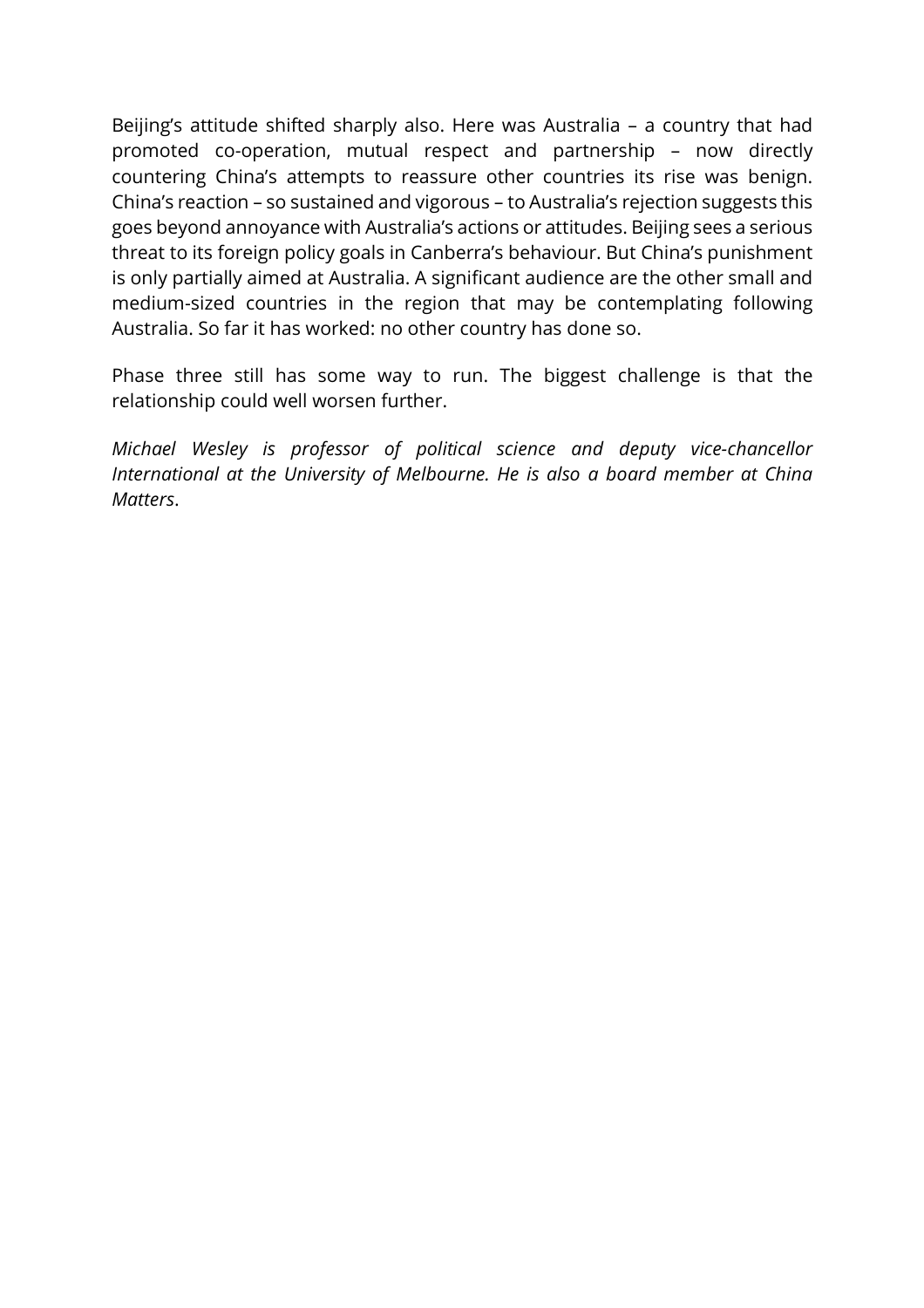Beijing's attitude shifted sharply also. Here was Australia – a country that had promoted co-operation, mutual respect and partnership – now directly countering China's attempts to reassure other countries its rise was benign. China's reaction – so sustained and vigorous – to Australia's rejection suggests this goes beyond annoyance with Australia's actions or attitudes. Beijing sees a serious threat to its foreign policy goals in Canberra's behaviour. But China's punishment is only partially aimed at Australia. A significant audience are the other small and medium-sized countries in the region that may be contemplating following Australia. So far it has worked: no other country has done so.

Phase three still has some way to run. The biggest challenge is that the relationship could well worsen further.

*Michael Wesley is professor of political science and deputy vice-chancellor International at the University of Melbourne. He is also a board member at China Matters*.